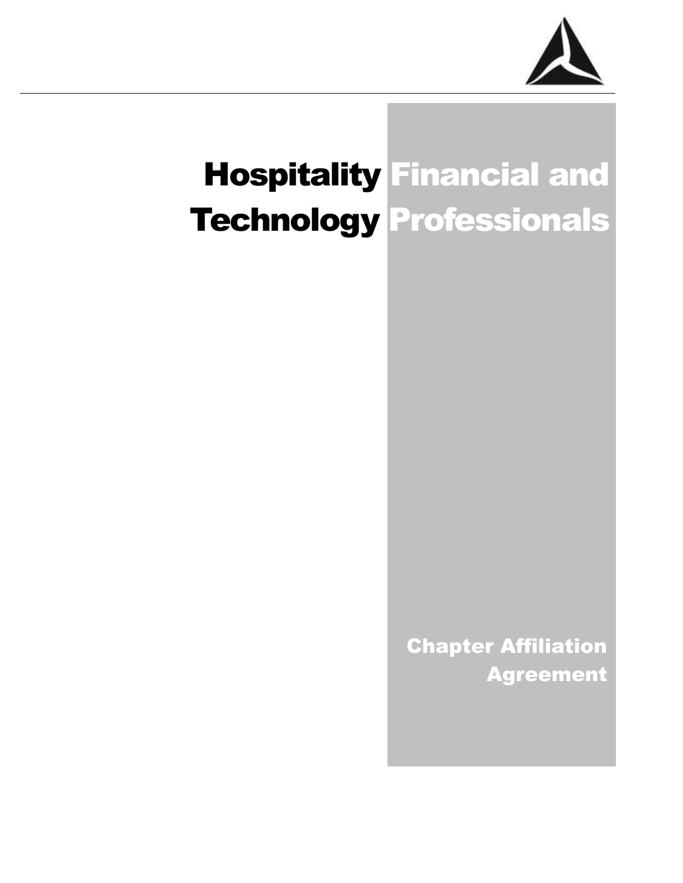# Hospitality Financial and Technology Professionals

## Chapter Affiliation Agreement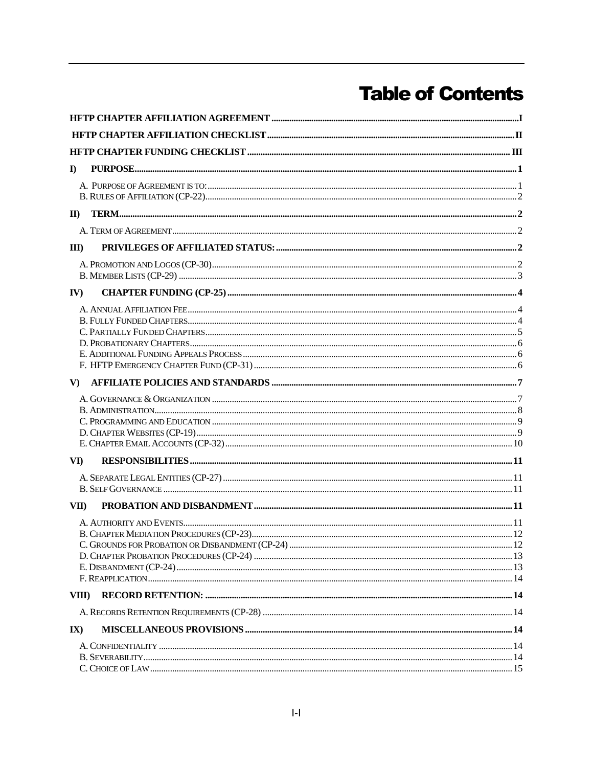# Table of Contents

HFTP CHAPTER AFFILIATION AGREEMENT .......... I

HFTP CHAPTER AFFILIATION CHECKLIST .......... II

HFTP CHAPTER FUNDING CHECKLIST .......... III

I) PURPOSE .......... 1

- A. Purpose of Agreement is to: .......... 1
- B. Rules of Affiliation (CP-22) .......... 2

II) TERM .......... 2

- A. Term of Agreement .......... 2

III) PRIVILEGES OF AFFILIATED STATUS: .......... 2

- A. Promotion and Logos (CP-30) .......... 2
- B. Member Lists (CP-29) .......... 3

IV) CHAPTER FUNDING (CP-25) .......... 4

- A. Annual Affiliation Fee .......... 4
- B. Fully Funded Chapters .......... 4
- C. Partially Funded Chapters .......... 5
- D. Probationary Chapters .......... 6
- E. Additional Funding Appeals Process .......... 6
- F. HFTP Emergency Chapter Fund (CP-31) .......... 6

V) AFFILIATE POLICIES AND STANDARDS .......... 7

- A. Governance & Organization .......... 7
- B. Administration .......... 8
- C. Programming and Education .......... 9
- D. Chapter Websites (CP-19) .......... 9
- E. Chapter Email Accounts (CP-32) .......... 10

VI) RESPONSIBILITIES .......... 11

- A. Separate Legal Entities (CP-27) .......... 11
- B. Self Governance .......... 11

VII) PROBATION AND DISBANDMENT .......... 11

- A. Authority and Events .......... 11
- B. Chapter Mediation Procedures (CP-23) .......... 12
- C. Grounds for Probation or Disbandment (CP-24) .......... 12
- D. Chapter Probation Procedures (CP-24) .......... 13
- E. Disbandment (CP-24) .......... 13
- F. Reapplication .......... 14

VIII) RECORD RETENTION: .......... 14

- A. Records Retention Requirements (CP-28) .......... 14

IX) MISCELLANEOUS PROVISIONS .......... 14

- A. Confidentiality .......... 14
- B. Severability .......... 14
- C. Choice of Law .......... 15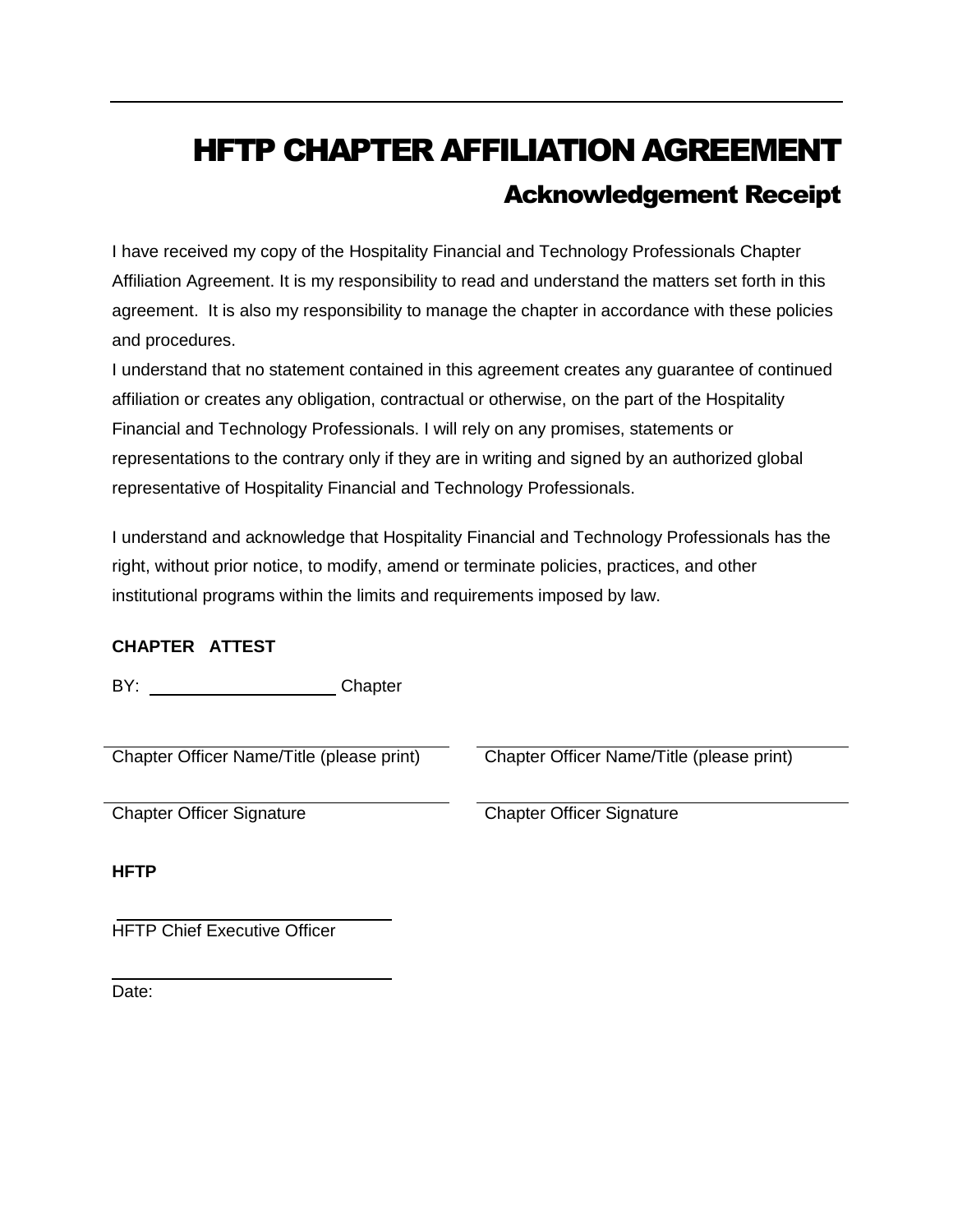# HFTP CHAPTER AFFILIATION AGREEMENT

## Acknowledgement Receipt

I have received my copy of the Hospitality Financial and Technology Professionals Chapter Affiliation Agreement. It is my responsibility to read and understand the matters set forth in this agreement. It is also my responsibility to manage the chapter in accordance with these policies and procedures.

I understand that no statement contained in this agreement creates any guarantee of continued affiliation or creates any obligation, contractual or otherwise, on the part of the Hospitality Financial and Technology Professionals. I will rely on any promises, statements or representations to the contrary only if they are in writing and signed by an authorized global representative of Hospitality Financial and Technology Professionals.

I understand and acknowledge that Hospitality Financial and Technology Professionals has the right, without prior notice, to modify, amend or terminate policies, practices, and other institutional programs within the limits and requirements imposed by law.

**CHAPTER ATTEST**

BY: ____________________ Chapter

| ______________________________ | ______________________________ |
|---|---|
| Chapter Officer Name/Title (please print) | Chapter Officer Name/Title (please print) |
| ______________________________ | ______________________________ |
| Chapter Officer Signature | Chapter Officer Signature |

**HFTP**

______________________________
HFTP Chief Executive Officer

______________________________
Date: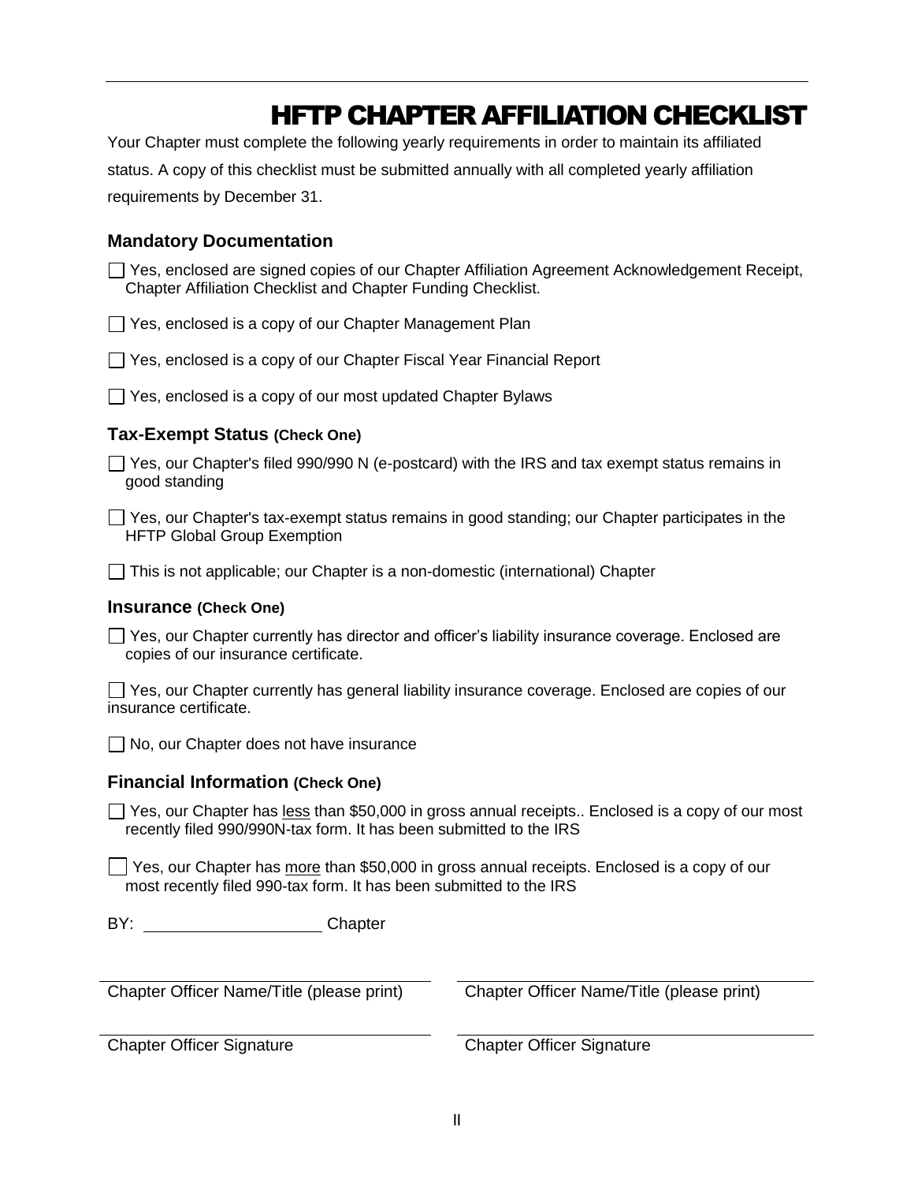# HFTP CHAPTER AFFILIATION CHECKLIST

Your Chapter must complete the following yearly requirements in order to maintain its affiliated status. A copy of this checklist must be submitted annually with all completed yearly affiliation requirements by December 31.

### Mandatory Documentation

☐ Yes, enclosed are signed copies of our Chapter Affiliation Agreement Acknowledgement Receipt, Chapter Affiliation Checklist and Chapter Funding Checklist.

☐ Yes, enclosed is a copy of our Chapter Management Plan

☐ Yes, enclosed is a copy of our Chapter Fiscal Year Financial Report

☐ Yes, enclosed is a copy of our most updated Chapter Bylaws

### Tax-Exempt Status (Check One)

☐ Yes, our Chapter's filed 990/990 N (e-postcard) with the IRS and tax exempt status remains in good standing

☐ Yes, our Chapter's tax-exempt status remains in good standing; our Chapter participates in the HFTP Global Group Exemption

☐ This is not applicable; our Chapter is a non-domestic (international) Chapter

### Insurance (Check One)

☐ Yes, our Chapter currently has director and officer's liability insurance coverage. Enclosed are copies of our insurance certificate.

☐ Yes, our Chapter currently has general liability insurance coverage. Enclosed are copies of our insurance certificate.

☐ No, our Chapter does not have insurance

### Financial Information (Check One)

☐ Yes, our Chapter has <u>less</u> than $50,000 in gross annual receipts.. Enclosed is a copy of our most recently filed 990/990N-tax form. It has been submitted to the IRS

☐ Yes, our Chapter has <u>more</u> than $50,000 in gross annual receipts. Enclosed is a copy of our most recently filed 990-tax form. It has been submitted to the IRS

BY: ____________________ Chapter

| ______________________________ | ______________________________ |
|---|---|
| Chapter Officer Name/Title (please print) | Chapter Officer Name/Title (please print) |
| ______________________________ | ______________________________ |
| Chapter Officer Signature | Chapter Officer Signature |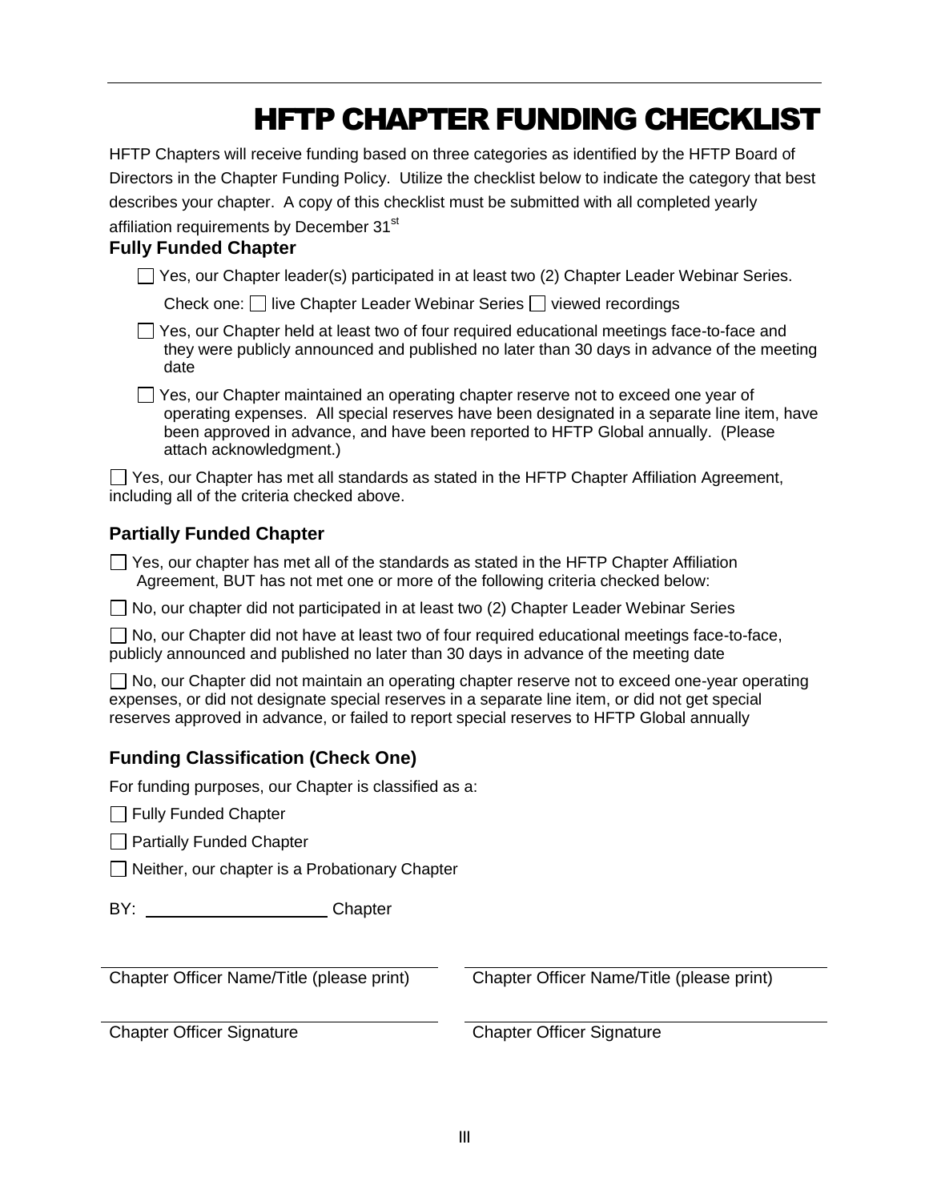# HFTP CHAPTER FUNDING CHECKLIST

HFTP Chapters will receive funding based on three categories as identified by the HFTP Board of Directors in the Chapter Funding Policy. Utilize the checklist below to indicate the category that best describes your chapter. A copy of this checklist must be submitted with all completed yearly affiliation requirements by December 31st

## Fully Funded Chapter

- ☐ Yes, our Chapter leader(s) participated in at least two (2) Chapter Leader Webinar Series.

  Check one: ☐ live Chapter Leader Webinar Series ☐ viewed recordings

- ☐ Yes, our Chapter held at least two of four required educational meetings face-to-face and they were publicly announced and published no later than 30 days in advance of the meeting date

- ☐ Yes, our Chapter maintained an operating chapter reserve not to exceed one year of operating expenses. All special reserves have been designated in a separate line item, have been approved in advance, and have been reported to HFTP Global annually. (Please attach acknowledgment.)

☐ Yes, our Chapter has met all standards as stated in the HFTP Chapter Affiliation Agreement, including all of the criteria checked above.

## Partially Funded Chapter

☐ Yes, our chapter has met all of the standards as stated in the HFTP Chapter Affiliation Agreement, BUT has not met one or more of the following criteria checked below:

☐ No, our chapter did not participated in at least two (2) Chapter Leader Webinar Series

☐ No, our Chapter did not have at least two of four required educational meetings face-to-face, publicly announced and published no later than 30 days in advance of the meeting date

☐ No, our Chapter did not maintain an operating chapter reserve not to exceed one-year operating expenses, or did not designate special reserves in a separate line item, or did not get special reserves approved in advance, or failed to report special reserves to HFTP Global annually

## Funding Classification (Check One)

For funding purposes, our Chapter is classified as a:

☐ Fully Funded Chapter

☐ Partially Funded Chapter

☐ Neither, our chapter is a Probationary Chapter

BY: ____________________ Chapter

| | |
|---|---|
| Chapter Officer Name/Title (please print) | Chapter Officer Name/Title (please print) |
| Chapter Officer Signature | Chapter Officer Signature |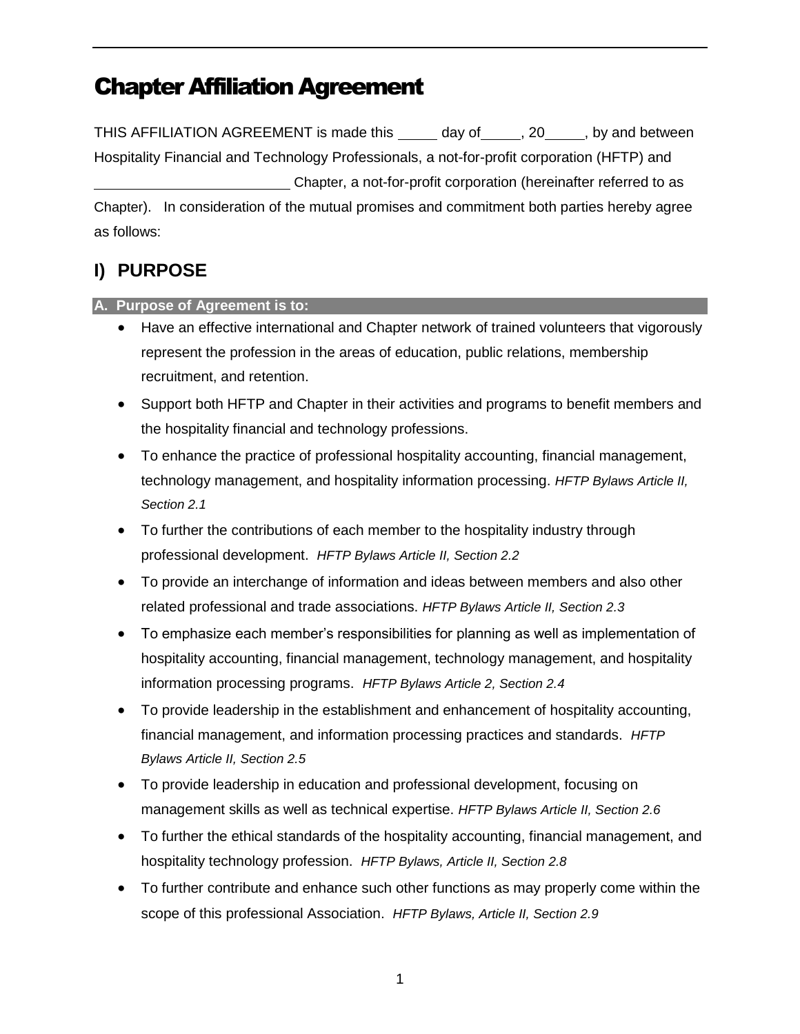# Chapter Affiliation Agreement

THIS AFFILIATION AGREEMENT is made this _____ day of _____, 20_____, by and between Hospitality Financial and Technology Professionals, a not-for-profit corporation (HFTP) and _________________________ Chapter, a not-for-profit corporation (hereinafter referred to as Chapter). In consideration of the mutual promises and commitment both parties hereby agree as follows:

## I) PURPOSE

### A. Purpose of Agreement is to:

- Have an effective international and Chapter network of trained volunteers that vigorously represent the profession in the areas of education, public relations, membership recruitment, and retention.
- Support both HFTP and Chapter in their activities and programs to benefit members and the hospitality financial and technology professions.
- To enhance the practice of professional hospitality accounting, financial management, technology management, and hospitality information processing. *HFTP Bylaws Article II, Section 2.1*
- To further the contributions of each member to the hospitality industry through professional development. *HFTP Bylaws Article II, Section 2.2*
- To provide an interchange of information and ideas between members and also other related professional and trade associations. *HFTP Bylaws Article II, Section 2.3*
- To emphasize each member's responsibilities for planning as well as implementation of hospitality accounting, financial management, technology management, and hospitality information processing programs. *HFTP Bylaws Article 2, Section 2.4*
- To provide leadership in the establishment and enhancement of hospitality accounting, financial management, and information processing practices and standards. *HFTP Bylaws Article II, Section 2.5*
- To provide leadership in education and professional development, focusing on management skills as well as technical expertise. *HFTP Bylaws Article II, Section 2.6*
- To further the ethical standards of the hospitality accounting, financial management, and hospitality technology profession. *HFTP Bylaws, Article II, Section 2.8*
- To further contribute and enhance such other functions as may properly come within the scope of this professional Association. *HFTP Bylaws, Article II, Section 2.9*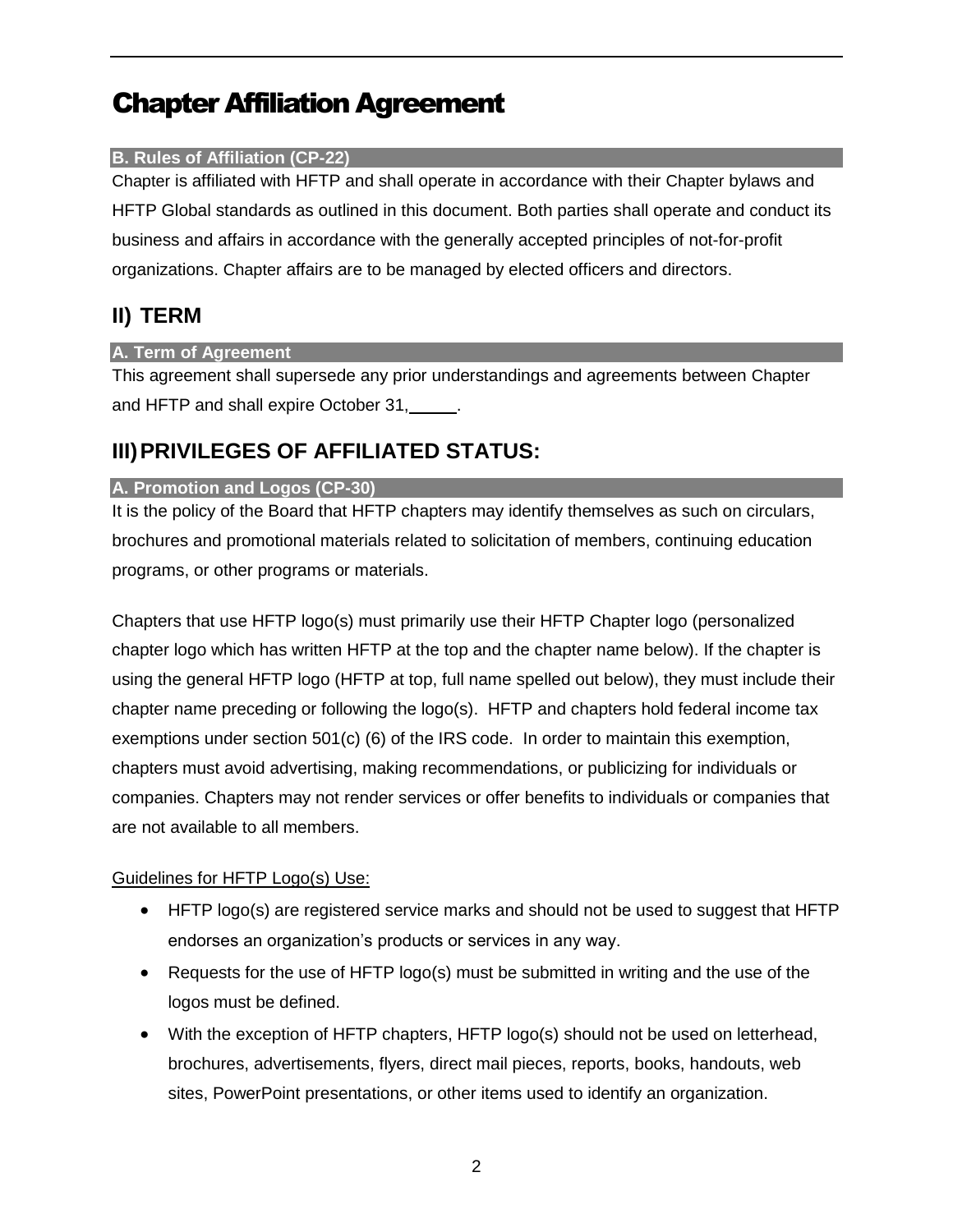# Chapter Affiliation Agreement

### B. Rules of Affiliation (CP-22)

Chapter is affiliated with HFTP and shall operate in accordance with their Chapter bylaws and HFTP Global standards as outlined in this document. Both parties shall operate and conduct its business and affairs in accordance with the generally accepted principles of not-for-profit organizations. Chapter affairs are to be managed by elected officers and directors.

## II) TERM

### A. Term of Agreement

This agreement shall supersede any prior understandings and agreements between Chapter and HFTP and shall expire October 31, _____.

## III) PRIVILEGES OF AFFILIATED STATUS:

### A. Promotion and Logos (CP-30)

It is the policy of the Board that HFTP chapters may identify themselves as such on circulars, brochures and promotional materials related to solicitation of members, continuing education programs, or other programs or materials.

Chapters that use HFTP logo(s) must primarily use their HFTP Chapter logo (personalized chapter logo which has written HFTP at the top and the chapter name below). If the chapter is using the general HFTP logo (HFTP at top, full name spelled out below), they must include their chapter name preceding or following the logo(s). HFTP and chapters hold federal income tax exemptions under section 501(c) (6) of the IRS code. In order to maintain this exemption, chapters must avoid advertising, making recommendations, or publicizing for individuals or companies. Chapters may not render services or offer benefits to individuals or companies that are not available to all members.

<u>Guidelines for HFTP Logo(s) Use:</u>

- HFTP logo(s) are registered service marks and should not be used to suggest that HFTP endorses an organization's products or services in any way.
- Requests for the use of HFTP logo(s) must be submitted in writing and the use of the logos must be defined.
- With the exception of HFTP chapters, HFTP logo(s) should not be used on letterhead, brochures, advertisements, flyers, direct mail pieces, reports, books, handouts, web sites, PowerPoint presentations, or other items used to identify an organization.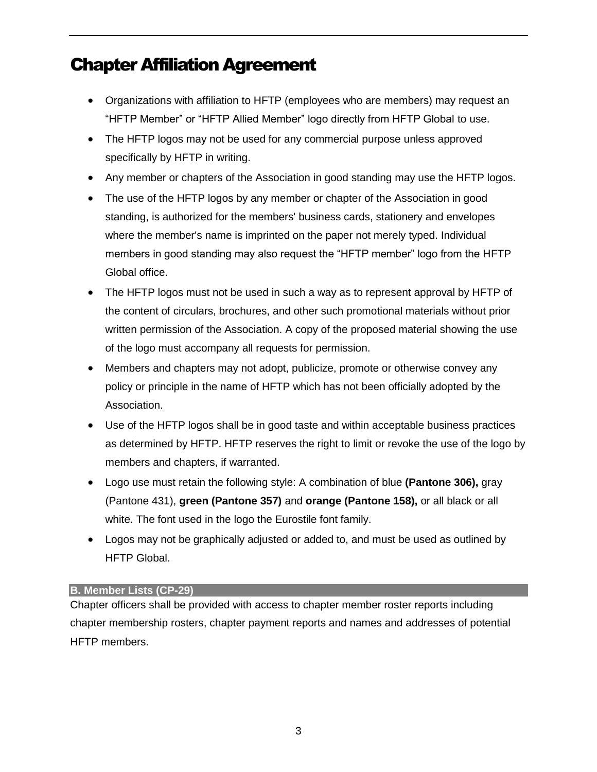# Chapter Affiliation Agreement

- Organizations with affiliation to HFTP (employees who are members) may request an "HFTP Member" or "HFTP Allied Member" logo directly from HFTP Global to use.
- The HFTP logos may not be used for any commercial purpose unless approved specifically by HFTP in writing.
- Any member or chapters of the Association in good standing may use the HFTP logos.
- The use of the HFTP logos by any member or chapter of the Association in good standing, is authorized for the members' business cards, stationery and envelopes where the member's name is imprinted on the paper not merely typed. Individual members in good standing may also request the "HFTP member" logo from the HFTP Global office.
- The HFTP logos must not be used in such a way as to represent approval by HFTP of the content of circulars, brochures, and other such promotional materials without prior written permission of the Association. A copy of the proposed material showing the use of the logo must accompany all requests for permission.
- Members and chapters may not adopt, publicize, promote or otherwise convey any policy or principle in the name of HFTP which has not been officially adopted by the Association.
- Use of the HFTP logos shall be in good taste and within acceptable business practices as determined by HFTP. HFTP reserves the right to limit or revoke the use of the logo by members and chapters, if warranted.
- Logo use must retain the following style: A combination of blue **(Pantone 306),** gray (Pantone 431), **green (Pantone 357)** and **orange (Pantone 158),** or all black or all white. The font used in the logo the Eurostile font family.
- Logos may not be graphically adjusted or added to, and must be used as outlined by HFTP Global.

**B. Member Lists (CP-29)**

Chapter officers shall be provided with access to chapter member roster reports including chapter membership rosters, chapter payment reports and names and addresses of potential HFTP members.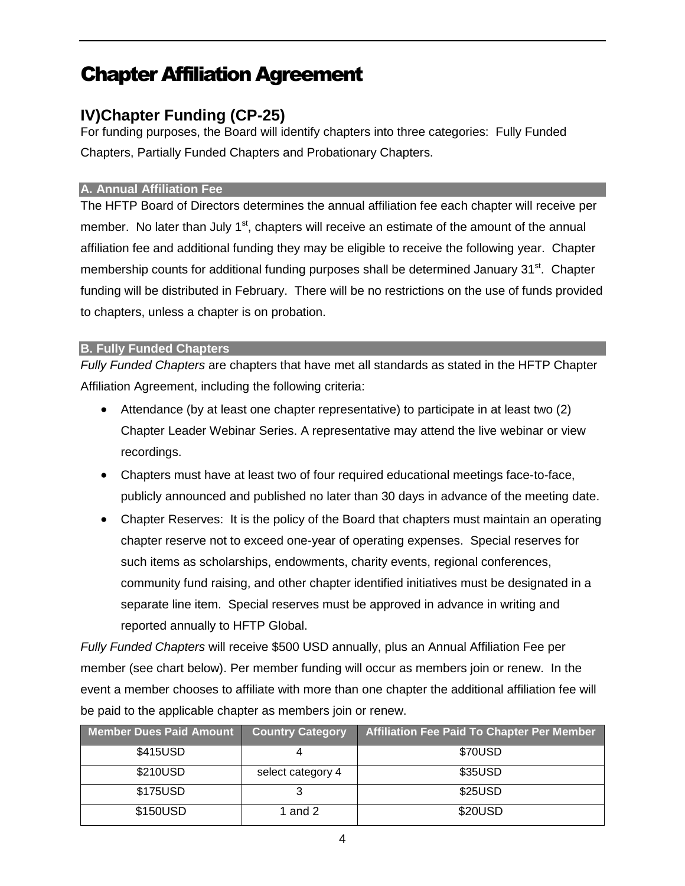# Chapter Affiliation Agreement

## IV)Chapter Funding (CP-25)

For funding purposes, the Board will identify chapters into three categories: Fully Funded Chapters, Partially Funded Chapters and Probationary Chapters.

### A. Annual Affiliation Fee

The HFTP Board of Directors determines the annual affiliation fee each chapter will receive per member. No later than July 1st, chapters will receive an estimate of the amount of the annual affiliation fee and additional funding they may be eligible to receive the following year. Chapter membership counts for additional funding purposes shall be determined January 31st. Chapter funding will be distributed in February. There will be no restrictions on the use of funds provided to chapters, unless a chapter is on probation.

### B. Fully Funded Chapters

*Fully Funded Chapters* are chapters that have met all standards as stated in the HFTP Chapter Affiliation Agreement, including the following criteria:

- Attendance (by at least one chapter representative) to participate in at least two (2) Chapter Leader Webinar Series. A representative may attend the live webinar or view recordings.
- Chapters must have at least two of four required educational meetings face-to-face, publicly announced and published no later than 30 days in advance of the meeting date.
- Chapter Reserves: It is the policy of the Board that chapters must maintain an operating chapter reserve not to exceed one-year of operating expenses. Special reserves for such items as scholarships, endowments, charity events, regional conferences, community fund raising, and other chapter identified initiatives must be designated in a separate line item. Special reserves must be approved in advance in writing and reported annually to HFTP Global.

*Fully Funded Chapters* will receive $500 USD annually, plus an Annual Affiliation Fee per member (see chart below). Per member funding will occur as members join or renew. In the event a member chooses to affiliate with more than one chapter the additional affiliation fee will be paid to the applicable chapter as members join or renew.

| Member Dues Paid Amount | Country Category | Affiliation Fee Paid To Chapter Per Member |
|---|---|---|
| $415USD | 4 | $70USD |
| $210USD | select category 4 | $35USD |
| $175USD | 3 | $25USD |
| $150USD | 1 and 2 | $20USD |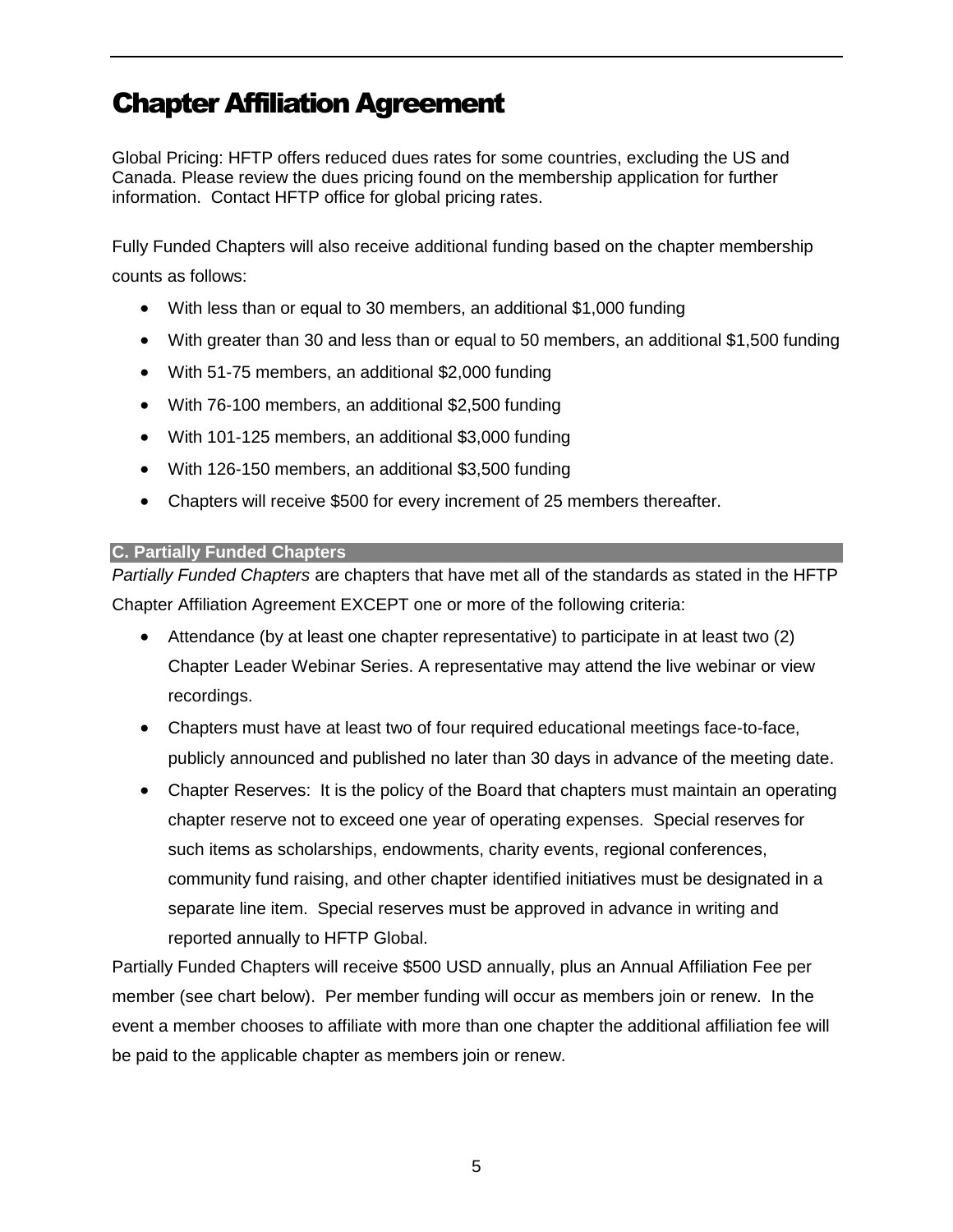# Chapter Affiliation Agreement

Global Pricing: HFTP offers reduced dues rates for some countries, excluding the US and Canada. Please review the dues pricing found on the membership application for further information. Contact HFTP office for global pricing rates.

Fully Funded Chapters will also receive additional funding based on the chapter membership counts as follows:

- With less than or equal to 30 members, an additional $1,000 funding
- With greater than 30 and less than or equal to 50 members, an additional $1,500 funding
- With 51-75 members, an additional $2,000 funding
- With 76-100 members, an additional $2,500 funding
- With 101-125 members, an additional $3,000 funding
- With 126-150 members, an additional $3,500 funding
- Chapters will receive $500 for every increment of 25 members thereafter.

### C. Partially Funded Chapters

*Partially Funded Chapters* are chapters that have met all of the standards as stated in the HFTP Chapter Affiliation Agreement EXCEPT one or more of the following criteria:

- Attendance (by at least one chapter representative) to participate in at least two (2) Chapter Leader Webinar Series. A representative may attend the live webinar or view recordings.
- Chapters must have at least two of four required educational meetings face-to-face, publicly announced and published no later than 30 days in advance of the meeting date.
- Chapter Reserves: It is the policy of the Board that chapters must maintain an operating chapter reserve not to exceed one year of operating expenses. Special reserves for such items as scholarships, endowments, charity events, regional conferences, community fund raising, and other chapter identified initiatives must be designated in a separate line item. Special reserves must be approved in advance in writing and reported annually to HFTP Global.

Partially Funded Chapters will receive $500 USD annually, plus an Annual Affiliation Fee per member (see chart below). Per member funding will occur as members join or renew. In the event a member chooses to affiliate with more than one chapter the additional affiliation fee will be paid to the applicable chapter as members join or renew.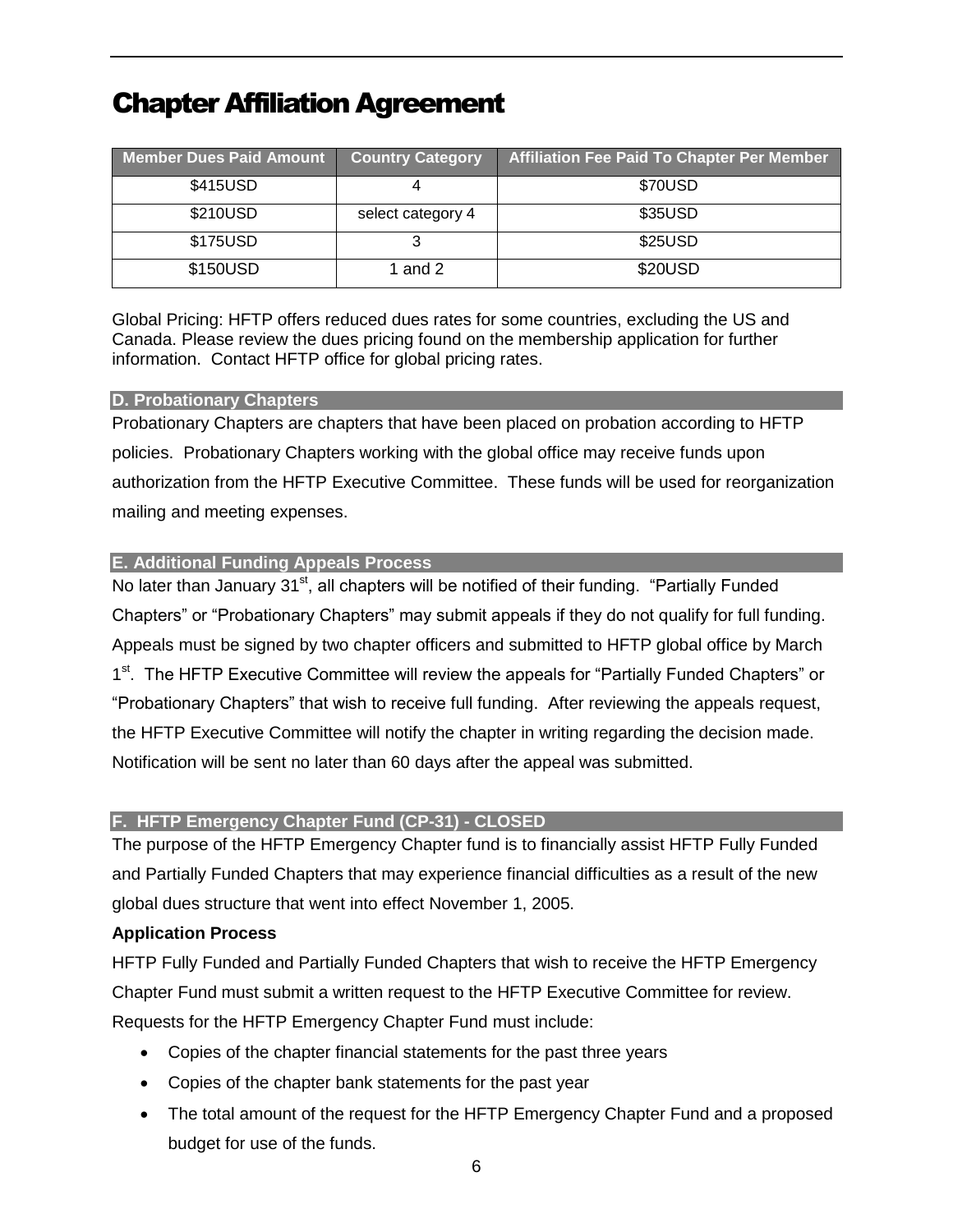# Chapter Affiliation Agreement

| Member Dues Paid Amount | Country Category | Affiliation Fee Paid To Chapter Per Member |
|---|---|---|
| $415USD | 4 | $70USD |
| $210USD | select category 4 | $35USD |
| $175USD | 3 | $25USD |
| $150USD | 1 and 2 | $20USD |

Global Pricing: HFTP offers reduced dues rates for some countries, excluding the US and Canada. Please review the dues pricing found on the membership application for further information. Contact HFTP office for global pricing rates.

### D. Probationary Chapters

Probationary Chapters are chapters that have been placed on probation according to HFTP policies. Probationary Chapters working with the global office may receive funds upon authorization from the HFTP Executive Committee. These funds will be used for reorganization mailing and meeting expenses.

### E. Additional Funding Appeals Process

No later than January 31st, all chapters will be notified of their funding. "Partially Funded Chapters" or "Probationary Chapters" may submit appeals if they do not qualify for full funding. Appeals must be signed by two chapter officers and submitted to HFTP global office by March 1st. The HFTP Executive Committee will review the appeals for "Partially Funded Chapters" or "Probationary Chapters" that wish to receive full funding. After reviewing the appeals request, the HFTP Executive Committee will notify the chapter in writing regarding the decision made. Notification will be sent no later than 60 days after the appeal was submitted.

### F. HFTP Emergency Chapter Fund (CP-31) - CLOSED

The purpose of the HFTP Emergency Chapter fund is to financially assist HFTP Fully Funded and Partially Funded Chapters that may experience financial difficulties as a result of the new global dues structure that went into effect November 1, 2005.

**Application Process**

HFTP Fully Funded and Partially Funded Chapters that wish to receive the HFTP Emergency Chapter Fund must submit a written request to the HFTP Executive Committee for review. Requests for the HFTP Emergency Chapter Fund must include:

- Copies of the chapter financial statements for the past three years
- Copies of the chapter bank statements for the past year
- The total amount of the request for the HFTP Emergency Chapter Fund and a proposed budget for use of the funds.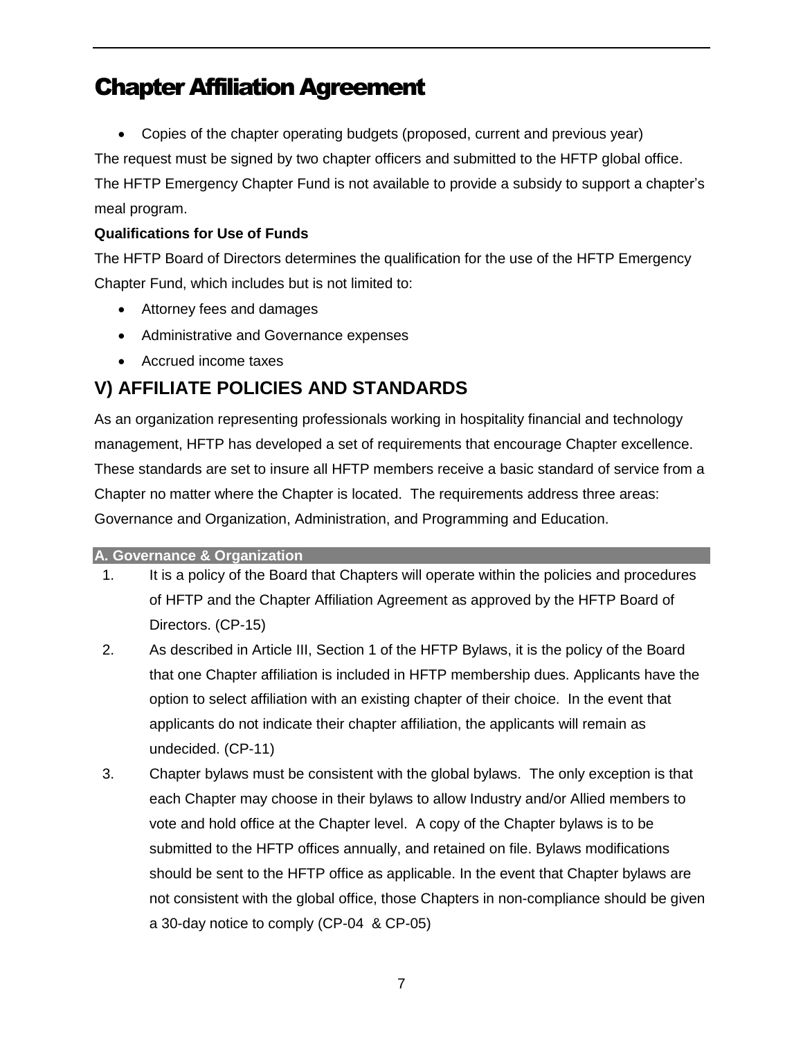- Copies of the chapter operating budgets (proposed, current and previous year)

The request must be signed by two chapter officers and submitted to the HFTP global office. The HFTP Emergency Chapter Fund is not available to provide a subsidy to support a chapter's meal program.

**Qualifications for Use of Funds**

The HFTP Board of Directors determines the qualification for the use of the HFTP Emergency Chapter Fund, which includes but is not limited to:

- Attorney fees and damages
- Administrative and Governance expenses
- Accrued income taxes

## V) AFFILIATE POLICIES AND STANDARDS

As an organization representing professionals working in hospitality financial and technology management, HFTP has developed a set of requirements that encourage Chapter excellence. These standards are set to insure all HFTP members receive a basic standard of service from a Chapter no matter where the Chapter is located. The requirements address three areas: Governance and Organization, Administration, and Programming and Education.

### A. Governance & Organization

1. It is a policy of the Board that Chapters will operate within the policies and procedures of HFTP and the Chapter Affiliation Agreement as approved by the HFTP Board of Directors. (CP-15)
2. As described in Article III, Section 1 of the HFTP Bylaws, it is the policy of the Board that one Chapter affiliation is included in HFTP membership dues. Applicants have the option to select affiliation with an existing chapter of their choice. In the event that applicants do not indicate their chapter affiliation, the applicants will remain as undecided. (CP-11)
3. Chapter bylaws must be consistent with the global bylaws. The only exception is that each Chapter may choose in their bylaws to allow Industry and/or Allied members to vote and hold office at the Chapter level. A copy of the Chapter bylaws is to be submitted to the HFTP offices annually, and retained on file. Bylaws modifications should be sent to the HFTP office as applicable. In the event that Chapter bylaws are not consistent with the global office, those Chapters in non-compliance should be given a 30-day notice to comply (CP-04 & CP-05)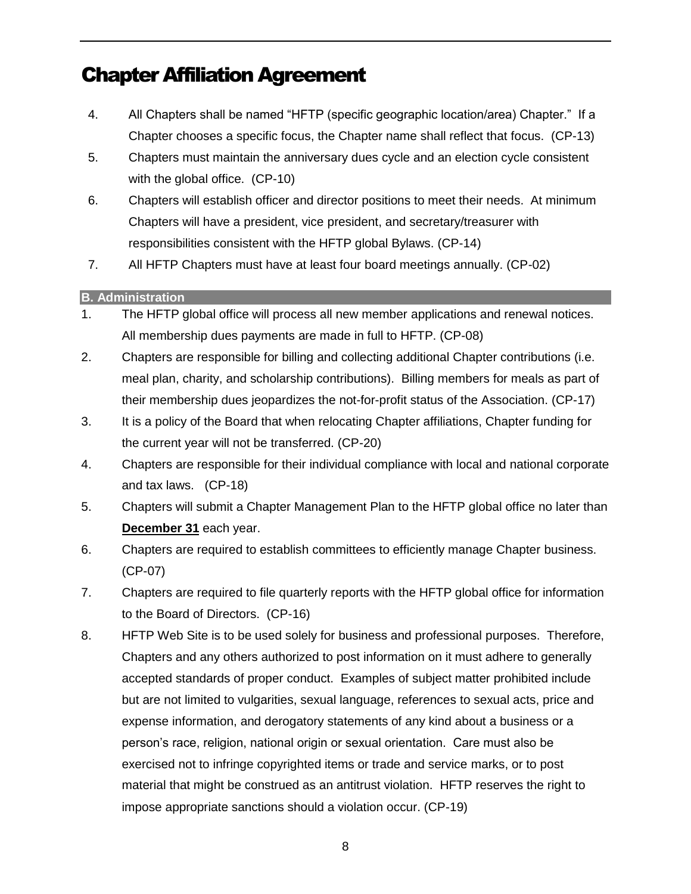# Chapter Affiliation Agreement

4. All Chapters shall be named “HFTP (specific geographic location/area) Chapter.” If a Chapter chooses a specific focus, the Chapter name shall reflect that focus. (CP-13)
5. Chapters must maintain the anniversary dues cycle and an election cycle consistent with the global office. (CP-10)
6. Chapters will establish officer and director positions to meet their needs. At minimum Chapters will have a president, vice president, and secretary/treasurer with responsibilities consistent with the HFTP global Bylaws. (CP-14)
7. All HFTP Chapters must have at least four board meetings annually. (CP-02)

**B. Administration**

1. The HFTP global office will process all new member applications and renewal notices. All membership dues payments are made in full to HFTP. (CP-08)
2. Chapters are responsible for billing and collecting additional Chapter contributions (i.e. meal plan, charity, and scholarship contributions). Billing members for meals as part of their membership dues jeopardizes the not-for-profit status of the Association. (CP-17)
3. It is a policy of the Board that when relocating Chapter affiliations, Chapter funding for the current year will not be transferred. (CP-20)
4. Chapters are responsible for their individual compliance with local and national corporate and tax laws. (CP-18)
5. Chapters will submit a Chapter Management Plan to the HFTP global office no later than **December 31** each year.
6. Chapters are required to establish committees to efficiently manage Chapter business. (CP-07)
7. Chapters are required to file quarterly reports with the HFTP global office for information to the Board of Directors. (CP-16)
8. HFTP Web Site is to be used solely for business and professional purposes. Therefore, Chapters and any others authorized to post information on it must adhere to generally accepted standards of proper conduct. Examples of subject matter prohibited include but are not limited to vulgarities, sexual language, references to sexual acts, price and expense information, and derogatory statements of any kind about a business or a person’s race, religion, national origin or sexual orientation. Care must also be exercised not to infringe copyrighted items or trade and service marks, or to post material that might be construed as an antitrust violation. HFTP reserves the right to impose appropriate sanctions should a violation occur. (CP-19)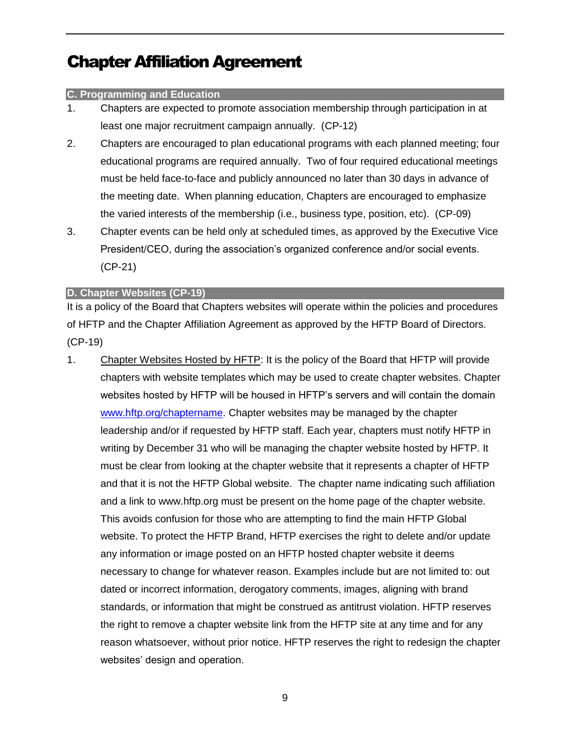# Chapter Affiliation Agreement

## C. Programming and Education

1. Chapters are expected to promote association membership through participation in at least one major recruitment campaign annually. (CP-12)
2. Chapters are encouraged to plan educational programs with each planned meeting; four educational programs are required annually. Two of four required educational meetings must be held face-to-face and publicly announced no later than 30 days in advance of the meeting date. When planning education, Chapters are encouraged to emphasize the varied interests of the membership (i.e., business type, position, etc). (CP-09)
3. Chapter events can be held only at scheduled times, as approved by the Executive Vice President/CEO, during the association's organized conference and/or social events. (CP-21)

## D. Chapter Websites (CP-19)

It is a policy of the Board that Chapters websites will operate within the policies and procedures of HFTP and the Chapter Affiliation Agreement as approved by the HFTP Board of Directors. (CP-19)

1. Chapter Websites Hosted by HFTP: It is the policy of the Board that HFTP will provide chapters with website templates which may be used to create chapter websites. Chapter websites hosted by HFTP will be housed in HFTP's servers and will contain the domain [www.hftp.org/chaptername](www.hftp.org/chaptername). Chapter websites may be managed by the chapter leadership and/or if requested by HFTP staff. Each year, chapters must notify HFTP in writing by December 31 who will be managing the chapter website hosted by HFTP. It must be clear from looking at the chapter website that it represents a chapter of HFTP and that it is not the HFTP Global website. The chapter name indicating such affiliation and a link to www.hftp.org must be present on the home page of the chapter website. This avoids confusion for those who are attempting to find the main HFTP Global website. To protect the HFTP Brand, HFTP exercises the right to delete and/or update any information or image posted on an HFTP hosted chapter website it deems necessary to change for whatever reason. Examples include but are not limited to: out dated or incorrect information, derogatory comments, images, aligning with brand standards, or information that might be construed as antitrust violation. HFTP reserves the right to remove a chapter website link from the HFTP site at any time and for any reason whatsoever, without prior notice. HFTP reserves the right to redesign the chapter websites' design and operation.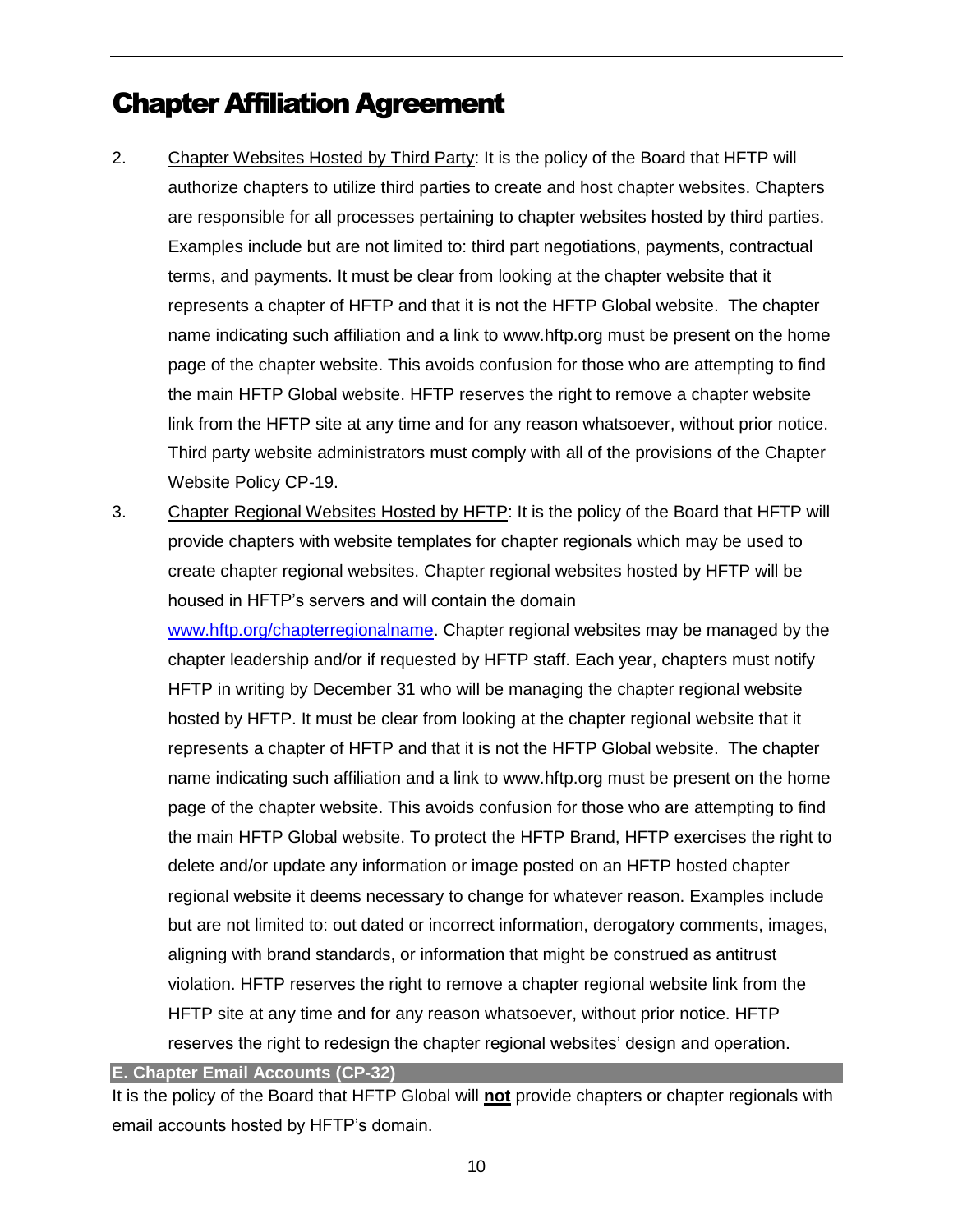# Chapter Affiliation Agreement

2. Chapter Websites Hosted by Third Party: It is the policy of the Board that HFTP will authorize chapters to utilize third parties to create and host chapter websites. Chapters are responsible for all processes pertaining to chapter websites hosted by third parties. Examples include but are not limited to: third part negotiations, payments, contractual terms, and payments. It must be clear from looking at the chapter website that it represents a chapter of HFTP and that it is not the HFTP Global website. The chapter name indicating such affiliation and a link to www.hftp.org must be present on the home page of the chapter website. This avoids confusion for those who are attempting to find the main HFTP Global website. HFTP reserves the right to remove a chapter website link from the HFTP site at any time and for any reason whatsoever, without prior notice. Third party website administrators must comply with all of the provisions of the Chapter Website Policy CP-19.

3. Chapter Regional Websites Hosted by HFTP: It is the policy of the Board that HFTP will provide chapters with website templates for chapter regionals which may be used to create chapter regional websites. Chapter regional websites hosted by HFTP will be housed in HFTP's servers and will contain the domain www.hftp.org/chapterregionalname. Chapter regional websites may be managed by the chapter leadership and/or if requested by HFTP staff. Each year, chapters must notify HFTP in writing by December 31 who will be managing the chapter regional website hosted by HFTP. It must be clear from looking at the chapter regional website that it represents a chapter of HFTP and that it is not the HFTP Global website. The chapter name indicating such affiliation and a link to www.hftp.org must be present on the home page of the chapter website. This avoids confusion for those who are attempting to find the main HFTP Global website. To protect the HFTP Brand, HFTP exercises the right to delete and/or update any information or image posted on an HFTP hosted chapter regional website it deems necessary to change for whatever reason. Examples include but are not limited to: out dated or incorrect information, derogatory comments, images, aligning with brand standards, or information that might be construed as antitrust violation. HFTP reserves the right to remove a chapter regional website link from the HFTP site at any time and for any reason whatsoever, without prior notice. HFTP reserves the right to redesign the chapter regional websites' design and operation.

### E. Chapter Email Accounts (CP-32)

It is the policy of the Board that HFTP Global will **not** provide chapters or chapter regionals with email accounts hosted by HFTP's domain.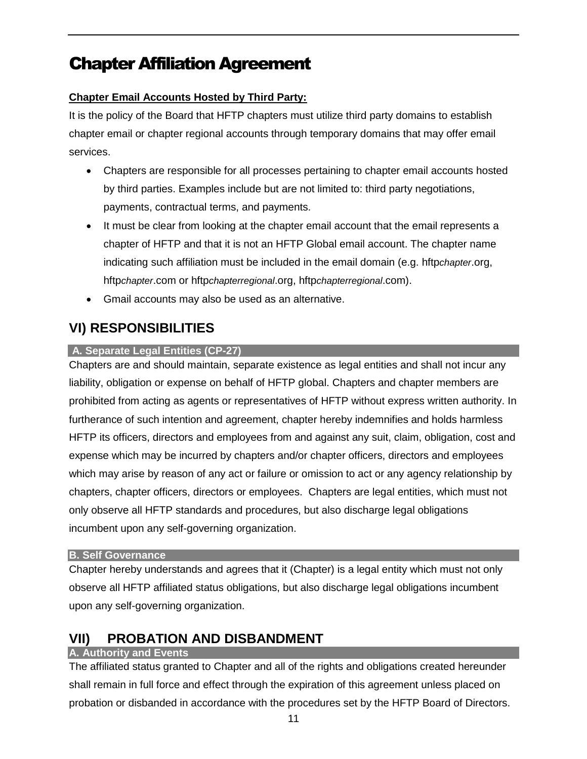# Chapter Affiliation Agreement

**Chapter Email Accounts Hosted by Third Party:**

It is the policy of the Board that HFTP chapters must utilize third party domains to establish chapter email or chapter regional accounts through temporary domains that may offer email services.

- Chapters are responsible for all processes pertaining to chapter email accounts hosted by third parties. Examples include but are not limited to: third party negotiations, payments, contractual terms, and payments.
- It must be clear from looking at the chapter email account that the email represents a chapter of HFTP and that it is not an HFTP Global email account. The chapter name indicating such affiliation must be included in the email domain (e.g. hftp*chapter*.org, hftp*chapter*.com or hftp*chapterregional*.org, hftp*chapterregional*.com).
- Gmail accounts may also be used as an alternative.

## VI) RESPONSIBILITIES

### A. Separate Legal Entities (CP-27)

Chapters are and should maintain, separate existence as legal entities and shall not incur any liability, obligation or expense on behalf of HFTP global. Chapters and chapter members are prohibited from acting as agents or representatives of HFTP without express written authority. In furtherance of such intention and agreement, chapter hereby indemnifies and holds harmless HFTP its officers, directors and employees from and against any suit, claim, obligation, cost and expense which may be incurred by chapters and/or chapter officers, directors and employees which may arise by reason of any act or failure or omission to act or any agency relationship by chapters, chapter officers, directors or employees. Chapters are legal entities, which must not only observe all HFTP standards and procedures, but also discharge legal obligations incumbent upon any self-governing organization.

### B. Self Governance

Chapter hereby understands and agrees that it (Chapter) is a legal entity which must not only observe all HFTP affiliated status obligations, but also discharge legal obligations incumbent upon any self-governing organization.

## VII) PROBATION AND DISBANDMENT

### A. Authority and Events

The affiliated status granted to Chapter and all of the rights and obligations created hereunder shall remain in full force and effect through the expiration of this agreement unless placed on probation or disbanded in accordance with the procedures set by the HFTP Board of Directors.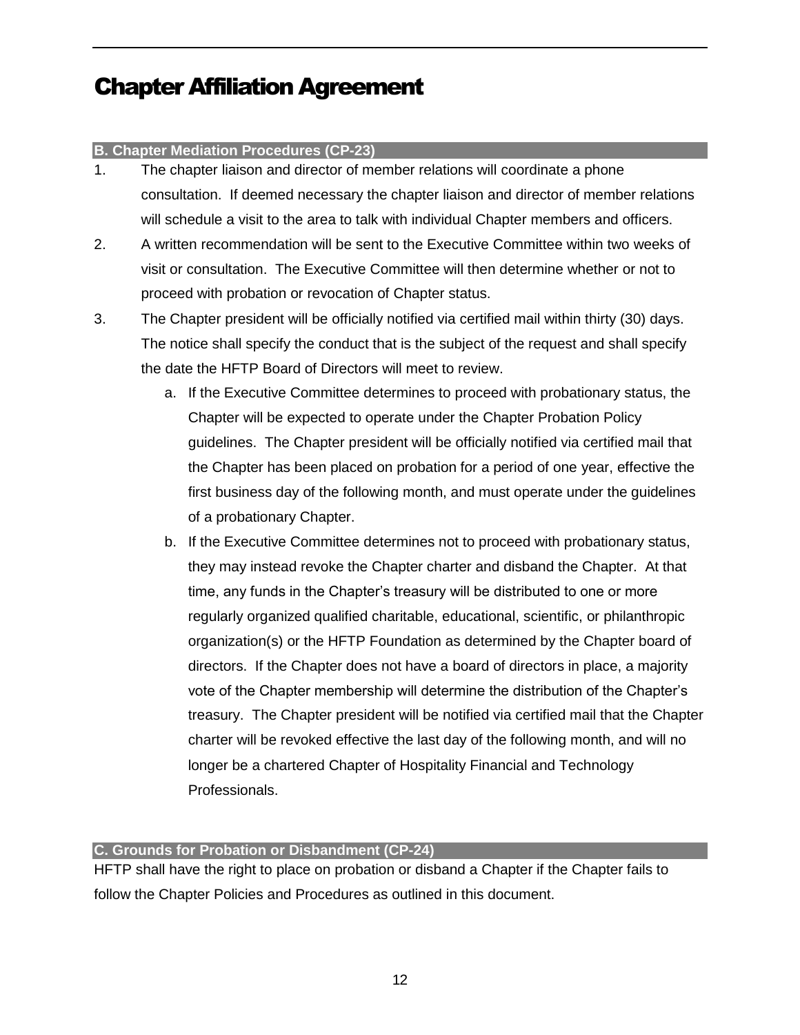# Chapter Affiliation Agreement

## B. Chapter Mediation Procedures (CP-23)

1. The chapter liaison and director of member relations will coordinate a phone consultation. If deemed necessary the chapter liaison and director of member relations will schedule a visit to the area to talk with individual Chapter members and officers.
2. A written recommendation will be sent to the Executive Committee within two weeks of visit or consultation. The Executive Committee will then determine whether or not to proceed with probation or revocation of Chapter status.
3. The Chapter president will be officially notified via certified mail within thirty (30) days. The notice shall specify the conduct that is the subject of the request and shall specify the date the HFTP Board of Directors will meet to review.
   a. If the Executive Committee determines to proceed with probationary status, the Chapter will be expected to operate under the Chapter Probation Policy guidelines. The Chapter president will be officially notified via certified mail that the Chapter has been placed on probation for a period of one year, effective the first business day of the following month, and must operate under the guidelines of a probationary Chapter.
   b. If the Executive Committee determines not to proceed with probationary status, they may instead revoke the Chapter charter and disband the Chapter. At that time, any funds in the Chapter's treasury will be distributed to one or more regularly organized qualified charitable, educational, scientific, or philanthropic organization(s) or the HFTP Foundation as determined by the Chapter board of directors. If the Chapter does not have a board of directors in place, a majority vote of the Chapter membership will determine the distribution of the Chapter's treasury. The Chapter president will be notified via certified mail that the Chapter charter will be revoked effective the last day of the following month, and will no longer be a chartered Chapter of Hospitality Financial and Technology Professionals.

## C. Grounds for Probation or Disbandment (CP-24)

HFTP shall have the right to place on probation or disband a Chapter if the Chapter fails to follow the Chapter Policies and Procedures as outlined in this document.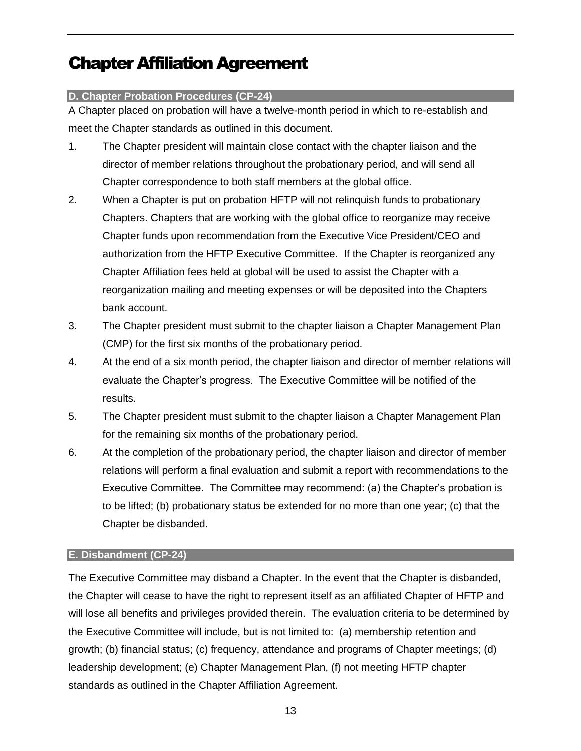# Chapter Affiliation Agreement

## D. Chapter Probation Procedures (CP-24)

A Chapter placed on probation will have a twelve-month period in which to re-establish and meet the Chapter standards as outlined in this document.

1. The Chapter president will maintain close contact with the chapter liaison and the director of member relations throughout the probationary period, and will send all Chapter correspondence to both staff members at the global office.
2. When a Chapter is put on probation HFTP will not relinquish funds to probationary Chapters. Chapters that are working with the global office to reorganize may receive Chapter funds upon recommendation from the Executive Vice President/CEO and authorization from the HFTP Executive Committee. If the Chapter is reorganized any Chapter Affiliation fees held at global will be used to assist the Chapter with a reorganization mailing and meeting expenses or will be deposited into the Chapters bank account.
3. The Chapter president must submit to the chapter liaison a Chapter Management Plan (CMP) for the first six months of the probationary period.
4. At the end of a six month period, the chapter liaison and director of member relations will evaluate the Chapter's progress. The Executive Committee will be notified of the results.
5. The Chapter president must submit to the chapter liaison a Chapter Management Plan for the remaining six months of the probationary period.
6. At the completion of the probationary period, the chapter liaison and director of member relations will perform a final evaluation and submit a report with recommendations to the Executive Committee. The Committee may recommend: (a) the Chapter's probation is to be lifted; (b) probationary status be extended for no more than one year; (c) that the Chapter be disbanded.

## E. Disbandment (CP-24)

The Executive Committee may disband a Chapter. In the event that the Chapter is disbanded, the Chapter will cease to have the right to represent itself as an affiliated Chapter of HFTP and will lose all benefits and privileges provided therein. The evaluation criteria to be determined by the Executive Committee will include, but is not limited to: (a) membership retention and growth; (b) financial status; (c) frequency, attendance and programs of Chapter meetings; (d) leadership development; (e) Chapter Management Plan, (f) not meeting HFTP chapter standards as outlined in the Chapter Affiliation Agreement.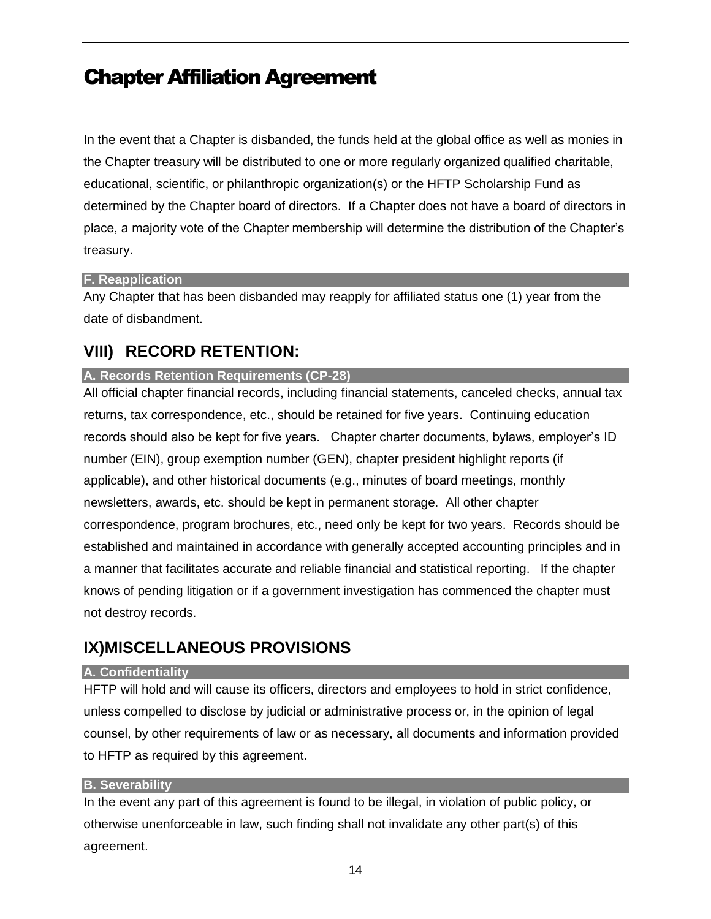# Chapter Affiliation Agreement

In the event that a Chapter is disbanded, the funds held at the global office as well as monies in the Chapter treasury will be distributed to one or more regularly organized qualified charitable, educational, scientific, or philanthropic organization(s) or the HFTP Scholarship Fund as determined by the Chapter board of directors. If a Chapter does not have a board of directors in place, a majority vote of the Chapter membership will determine the distribution of the Chapter's treasury.

### F. Reapplication

Any Chapter that has been disbanded may reapply for affiliated status one (1) year from the date of disbandment.

## VIII) RECORD RETENTION:

### A. Records Retention Requirements (CP-28)

All official chapter financial records, including financial statements, canceled checks, annual tax returns, tax correspondence, etc., should be retained for five years. Continuing education records should also be kept for five years. Chapter charter documents, bylaws, employer's ID number (EIN), group exemption number (GEN), chapter president highlight reports (if applicable), and other historical documents (e.g., minutes of board meetings, monthly newsletters, awards, etc. should be kept in permanent storage. All other chapter correspondence, program brochures, etc., need only be kept for two years. Records should be established and maintained in accordance with generally accepted accounting principles and in a manner that facilitates accurate and reliable financial and statistical reporting. If the chapter knows of pending litigation or if a government investigation has commenced the chapter must not destroy records.

## IX)MISCELLANEOUS PROVISIONS

### A. Confidentiality

HFTP will hold and will cause its officers, directors and employees to hold in strict confidence, unless compelled to disclose by judicial or administrative process or, in the opinion of legal counsel, by other requirements of law or as necessary, all documents and information provided to HFTP as required by this agreement.

### B. Severability

In the event any part of this agreement is found to be illegal, in violation of public policy, or otherwise unenforceable in law, such finding shall not invalidate any other part(s) of this agreement.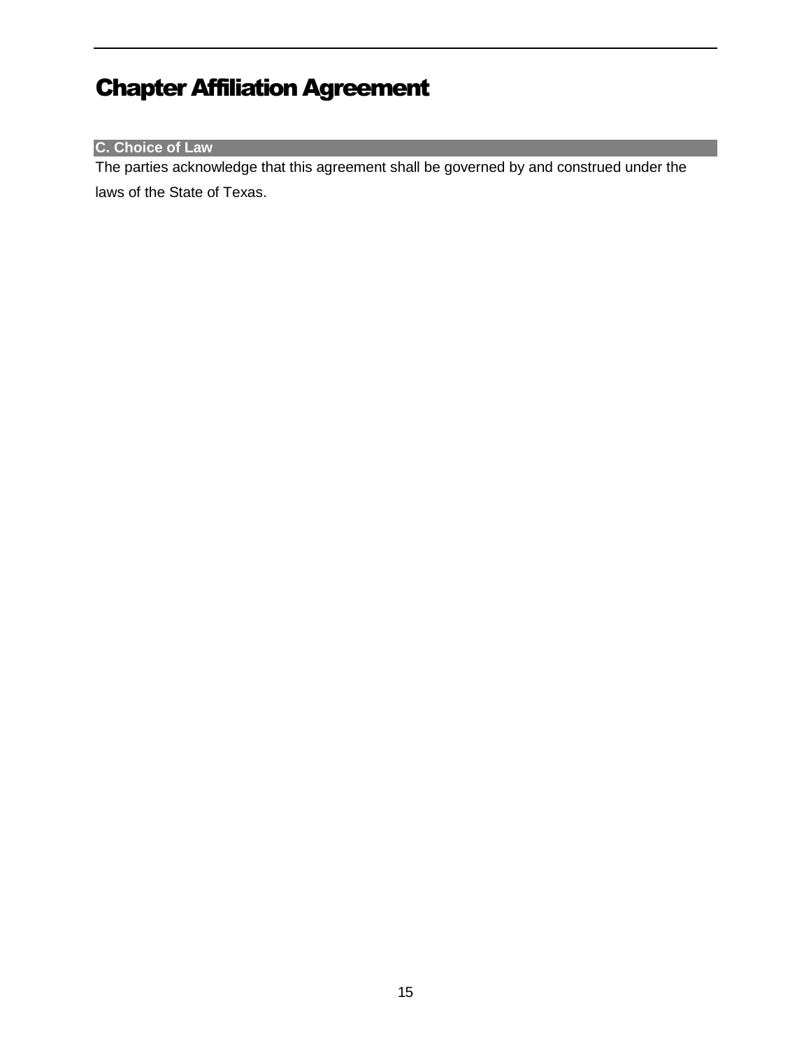# Chapter Affiliation Agreement

### C. Choice of Law

The parties acknowledge that this agreement shall be governed by and construed under the laws of the State of Texas.